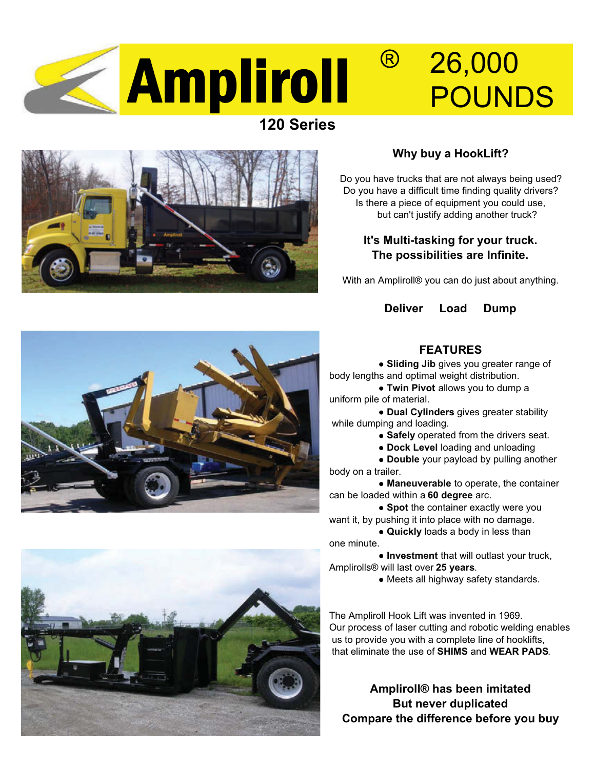# Ampliroll® 26,000 POUNDS

## 120 Series

### Why buy a HookLift?

Do you have trucks that are not always being used?
Do you have a difficult time finding quality drivers?
Is there a piece of equipment you could use,
but can't justify adding another truck?

**It's Multi-tasking for your truck.**
**The possibilities are Infinite.**

With an Ampliroll® you can do just about anything.

**Deliver Load Dump**

### FEATURES

- **Sliding Jib** gives you greater range of body lengths and optimal weight distribution.
- **Twin Pivot** allows you to dump a uniform pile of material.
- **Dual Cylinders** gives greater stability while dumping and loading.
- **Safely** operated from the drivers seat.
- **Dock Level** loading and unloading
- **Double** your payload by pulling another body on a trailer.
- **Maneuverable** to operate, the container can be loaded within a **60 degree** arc.
- **Spot** the container exactly were you want it, by pushing it into place with no damage.
- **Quickly** loads a body in less than one minute.
- **Investment** that will outlast your truck, Amplirolls® will last over **25 years**.
- Meets all highway safety standards.

The Ampliroll Hook Lift was invented in 1969.
Our process of laser cutting and robotic welding enables us to provide you with a complete line of hooklifts, that eliminate the use of **SHIMS** and **WEAR PADS**.

**Ampliroll® has been imitated**
**But never duplicated**
**Compare the difference before you buy**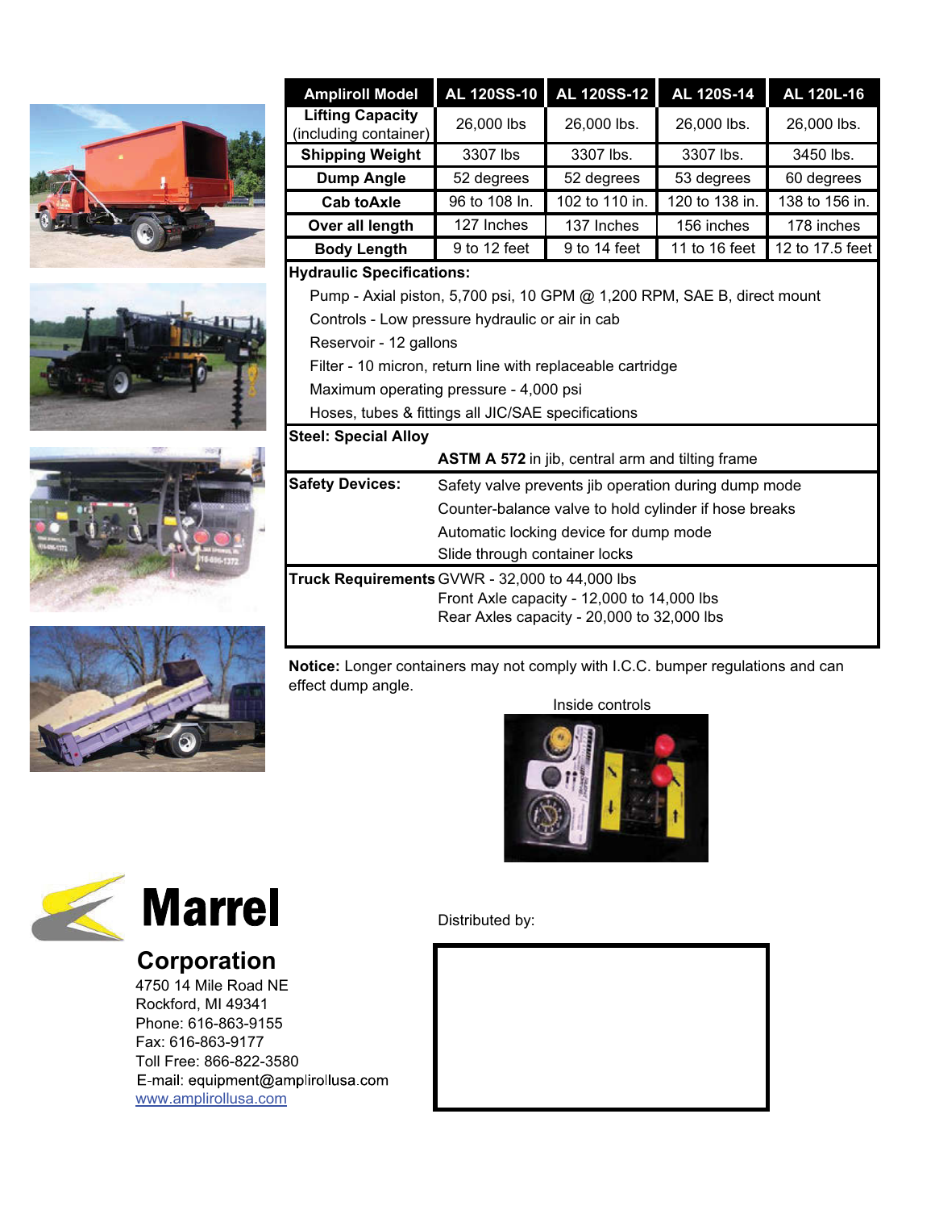| Ampliroll Model | AL 120SS-10 | AL 120SS-12 | AL 120S-14 | AL 120L-16 |
|---|---|---|---|---|
| **Lifting Capacity** (including container) | 26,000 lbs | 26,000 lbs. | 26,000 lbs. | 26,000 lbs. |
| **Shipping Weight** | 3307 lbs | 3307 lbs. | 3307 lbs. | 3450 lbs. |
| **Dump Angle** | 52 degrees | 52 degrees | 53 degrees | 60 degrees |
| **Cab toAxle** | 96 to 108 In. | 102 to 110 in. | 120 to 138 in. | 138 to 156 in. |
| **Over all length** | 127 Inches | 137 Inches | 156 inches | 178 inches |
| **Body Length** | 9 to 12 feet | 9 to 14 feet | 11 to 16 feet | 12 to 17.5 feet |

**Hydraulic Specifications:**

Pump - Axial piston, 5,700 psi, 10 GPM @ 1,200 RPM, SAE B, direct mount
Controls - Low pressure hydraulic or air in cab
Reservoir - 12 gallons
Filter - 10 micron, return line with replaceable cartridge
Maximum operating pressure - 4,000 psi
Hoses, tubes & fittings all JIC/SAE specifications

**Steel: Special Alloy**

**ASTM A 572** in jib, central arm and tilting frame

**Safety Devices:**

Safety valve prevents jib operation during dump mode
Counter-balance valve to hold cylinder if hose breaks
Automatic locking device for dump mode
Slide through container locks

**Truck Requirements**

GVWR - 32,000 to 44,000 lbs
Front Axle capacity - 12,000 to 14,000 lbs
Rear Axles capacity - 20,000 to 32,000 lbs

**Notice:** Longer containers may not comply with I.C.C. bumper regulations and can effect dump angle.

Inside controls

**Marrel Corporation**
4750 14 Mile Road NE
Rockford, MI 49341
Phone: 616-863-9155
Fax: 616-863-9177
Toll Free: 866-822-3580
E-mail: equipment@amplirollusa.com
www.amplirollusa.com

Distributed by: